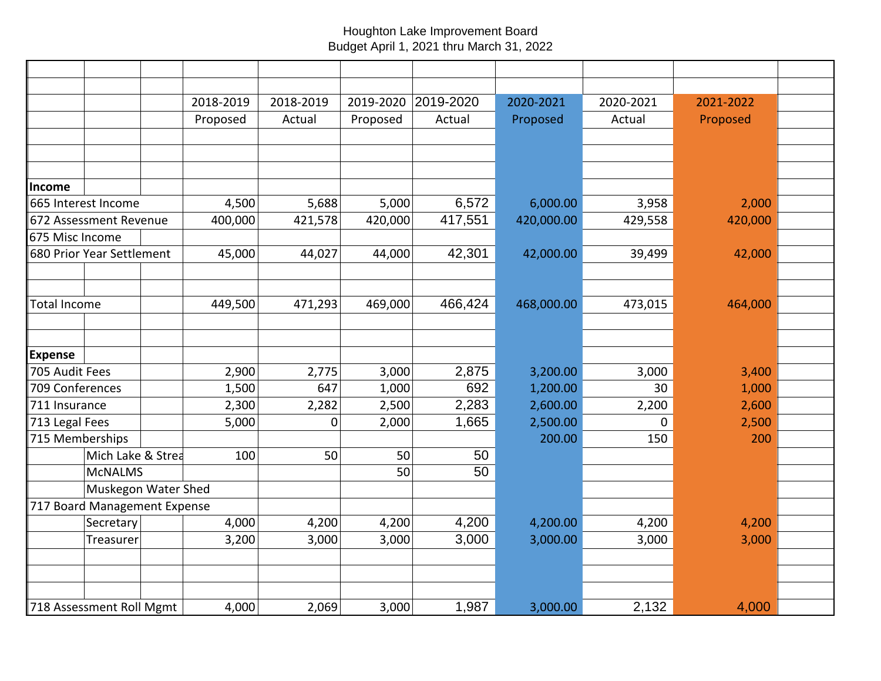Houghton Lake Improvement Board
Budget April 1, 2021 thru March 31, 2022

| | 2018-2019 Proposed | 2018-2019 Actual | 2019-2020 Proposed | 2019-2020 Actual | 2020-2021 Proposed | 2020-2021 Actual | 2021-2022 Proposed |
|---|---|---|---|---|---|---|---|
| **Income** | | | | | | | |
| 665 Interest Income | 4,500 | 5,688 | 5,000 | 6,572 | 6,000.00 | 3,958 | 2,000 |
| 672 Assessment Revenue | 400,000 | 421,578 | 420,000 | 417,551 | 420,000.00 | 429,558 | 420,000 |
| 675 Misc Income | | | | | | | |
| 680 Prior Year Settlement | 45,000 | 44,027 | 44,000 | 42,301 | 42,000.00 | 39,499 | 42,000 |
| Total Income | 449,500 | 471,293 | 469,000 | 466,424 | 468,000.00 | 473,015 | 464,000 |
| **Expense** | | | | | | | |
| 705 Audit Fees | 2,900 | 2,775 | 3,000 | 2,875 | 3,200.00 | 3,000 | 3,400 |
| 709 Conferences | 1,500 | 647 | 1,000 | 692 | 1,200.00 | 30 | 1,000 |
| 711 Insurance | 2,300 | 2,282 | 2,500 | 2,283 | 2,600.00 | 2,200 | 2,600 |
| 713 Legal Fees | 5,000 | 0 | 2,000 | 1,665 | 2,500.00 | 0 | 2,500 |
| 715 Memberships | | | | | 200.00 | 150 | 200 |
| Mich Lake & Strea | 100 | 50 | 50 | 50 | | | |
| McNALMS | | | 50 | 50 | | | |
| Muskegon Water Shed | | | | | | | |
| 717 Board Management Expense | | | | | | | |
| Secretary | 4,000 | 4,200 | 4,200 | 4,200 | 4,200.00 | 4,200 | 4,200 |
| Treasurer | 3,200 | 3,000 | 3,000 | 3,000 | 3,000.00 | 3,000 | 3,000 |
| 718 Assessment Roll Mgmt | 4,000 | 2,069 | 3,000 | 1,987 | 3,000.00 | 2,132 | 4,000 |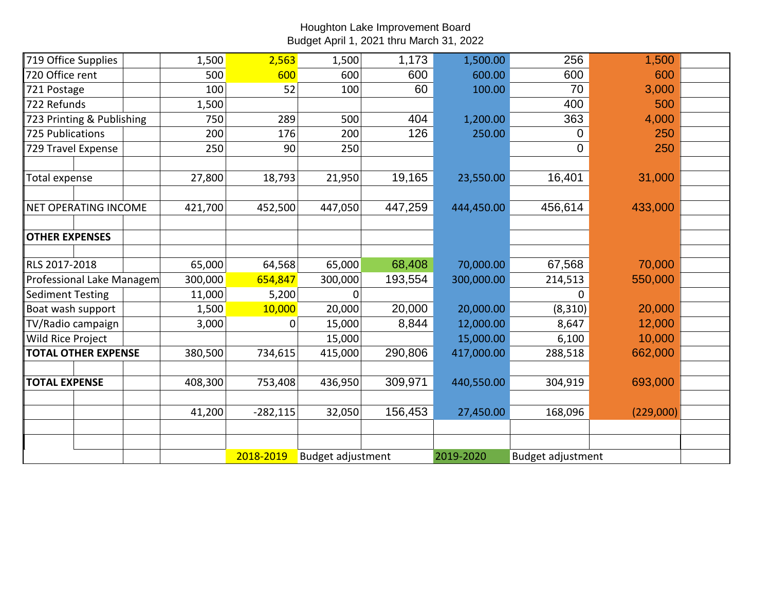Houghton Lake Improvement Board

Budget April 1, 2021 thru March 31, 2022

| | | | | | | | | |
|---|---|---|---|---|---|---|---|---|
| 719 Office Supplies | 1,500 | 2,563 | 1,500 | 1,173 | 1,500.00 | 256 | 1,500 | |
| 720 Office rent | 500 | 600 | 600 | 600 | 600.00 | 600 | 600 | |
| 721 Postage | 100 | 52 | 100 | 60 | 100.00 | 70 | 3,000 | |
| 722 Refunds | 1,500 | | | | | 400 | 500 | |
| 723 Printing & Publishing | 750 | 289 | 500 | 404 | 1,200.00 | 363 | 4,000 | |
| 725 Publications | 200 | 176 | 200 | 126 | 250.00 | 0 | 250 | |
| 729 Travel Expense | 250 | 90 | 250 | | | 0 | 250 | |
| | | | | | | | | |
| Total expense | 27,800 | 18,793 | 21,950 | 19,165 | 23,550.00 | 16,401 | 31,000 | |
| | | | | | | | | |
| NET OPERATING INCOME | 421,700 | 452,500 | 447,050 | 447,259 | 444,450.00 | 456,614 | 433,000 | |
| | | | | | | | | |
| **OTHER EXPENSES** | | | | | | | | |
| | | | | | | | | |
| RLS 2017-2018 | 65,000 | 64,568 | 65,000 | 68,408 | 70,000.00 | 67,568 | 70,000 | |
| Professional Lake Managem | 300,000 | 654,847 | 300,000 | 193,554 | 300,000.00 | 214,513 | 550,000 | |
| Sediment Testing | 11,000 | 5,200 | 0 | | | 0 | | |
| Boat wash support | 1,500 | 10,000 | 20,000 | 20,000 | 20,000.00 | (8,310) | 20,000 | |
| TV/Radio campaign | 3,000 | 0 | 15,000 | 8,844 | 12,000.00 | 8,647 | 12,000 | |
| Wild Rice Project | | | 15,000 | | 15,000.00 | 6,100 | 10,000 | |
| **TOTAL OTHER EXPENSE** | 380,500 | 734,615 | 415,000 | 290,806 | 417,000.00 | 288,518 | 662,000 | |
| | | | | | | | | |
| **TOTAL EXPENSE** | 408,300 | 753,408 | 436,950 | 309,971 | 440,550.00 | 304,919 | 693,000 | |
| | | | | | | | | |
| | 41,200 | -282,115 | 32,050 | 156,453 | 27,450.00 | 168,096 | (229,000) | |
| | | | | | | | | |
| | | | | | | | | |
| | | 2018-2019 | Budget adjustment | | 2019-2020 | Budget adjustment | | |